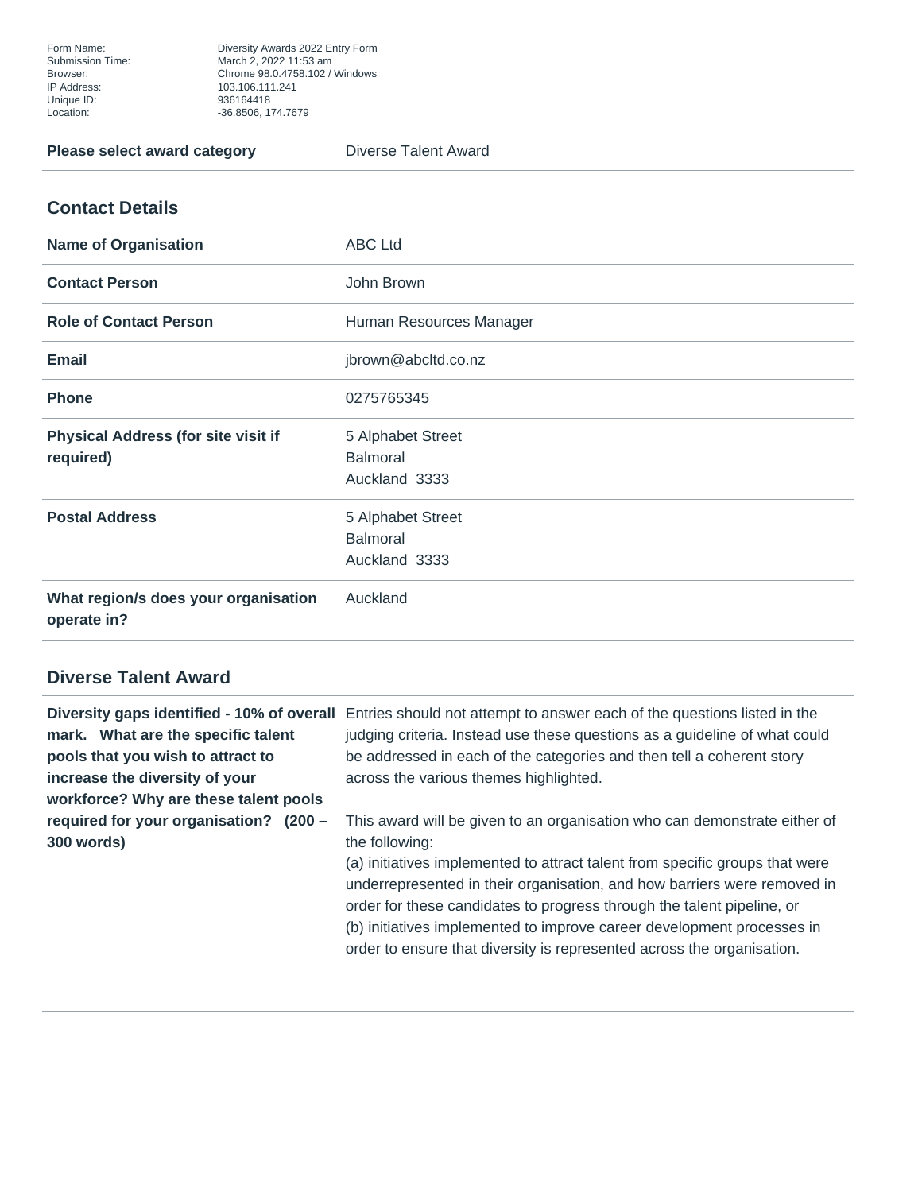| | |
|---|---|
| Form Name: | Diversity Awards 2022 Entry Form |
| Submission Time: | March 2, 2022 11:53 am |
| Browser: | Chrome 98.0.4758.102 / Windows |
| IP Address: | 103.106.111.241 |
| Unique ID: | 936164418 |
| Location: | -36.8506, 174.7679 |

| | |
|---|---|
| **Please select award category** | Diverse Talent Award |

## Contact Details

| | |
|---|---|
| **Name of Organisation** | ABC Ltd |
| **Contact Person** | John Brown |
| **Role of Contact Person** | Human Resources Manager |
| **Email** | jbrown@abcltd.co.nz |
| **Phone** | 0275765345 |
| **Physical Address (for site visit if required)** | 5 Alphabet Street<br>Balmoral<br>Auckland 3333 |
| **Postal Address** | 5 Alphabet Street<br>Balmoral<br>Auckland 3333 |
| **What region/s does your organisation operate in?** | Auckland |

## Diverse Talent Award

| | |
|---|---|
| **Diversity gaps identified - 10% of overall mark. What are the specific talent pools that you wish to attract to increase the diversity of your workforce? Why are these talent pools required for your organisation? (200 – 300 words)** | Entries should not attempt to answer each of the questions listed in the judging criteria. Instead use these questions as a guideline of what could be addressed in each of the categories and then tell a coherent story across the various themes highlighted.<br><br>This award will be given to an organisation who can demonstrate either of the following:<br>(a) initiatives implemented to attract talent from specific groups that were underrepresented in their organisation, and how barriers were removed in order for these candidates to progress through the talent pipeline, or<br>(b) initiatives implemented to improve career development processes in order to ensure that diversity is represented across the organisation. |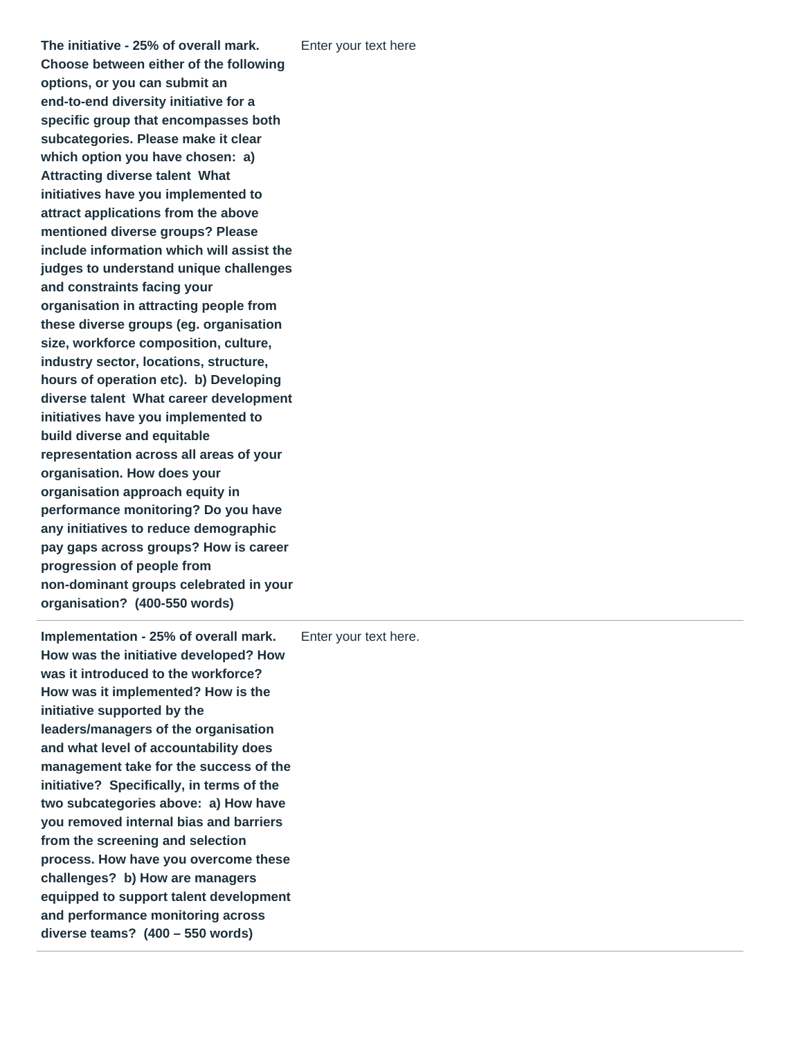| | |
|---|---|
| **The initiative - 25% of overall mark. Choose between either of the following options, or you can submit an end-to-end diversity initiative for a specific group that encompasses both subcategories. Please make it clear which option you have chosen: a) Attracting diverse talent What initiatives have you implemented to attract applications from the above mentioned diverse groups? Please include information which will assist the judges to understand unique challenges and constraints facing your organisation in attracting people from these diverse groups (eg. organisation size, workforce composition, culture, industry sector, locations, structure, hours of operation etc). b) Developing diverse talent What career development initiatives have you implemented to build diverse and equitable representation across all areas of your organisation. How does your organisation approach equity in performance monitoring? Do you have any initiatives to reduce demographic pay gaps across groups? How is career progression of people from non-dominant groups celebrated in your organisation? (400-550 words)** | Enter your text here |
| **Implementation - 25% of overall mark. How was the initiative developed? How was it introduced to the workforce? How was it implemented? How is the initiative supported by the leaders/managers of the organisation and what level of accountability does management take for the success of the initiative? Specifically, in terms of the two subcategories above: a) How have you removed internal bias and barriers from the screening and selection process. How have you overcome these challenges? b) How are managers equipped to support talent development and performance monitoring across diverse teams? (400 – 550 words)** | Enter your text here. |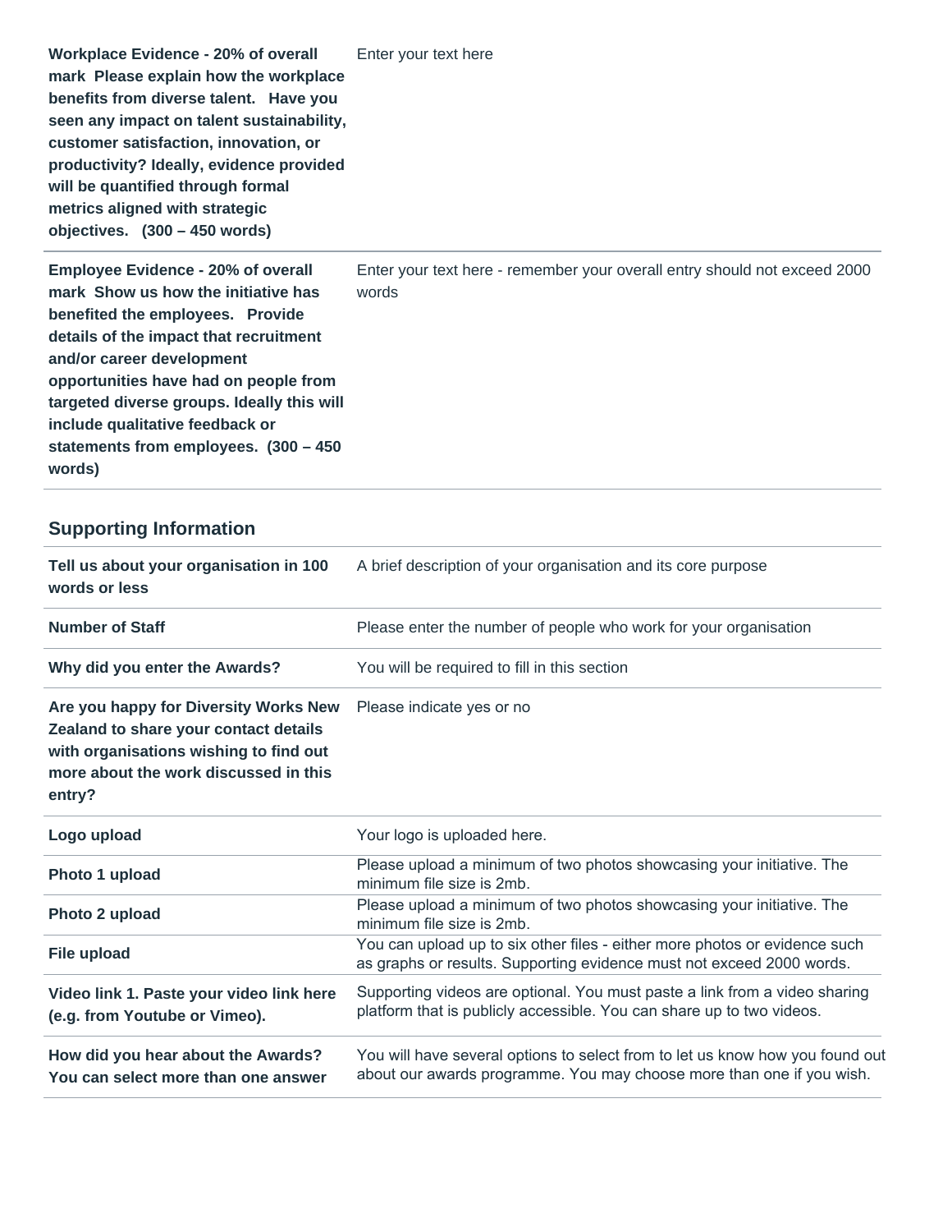| | |
|---|---|
| **Workplace Evidence - 20% of overall mark Please explain how the workplace benefits from diverse talent. Have you seen any impact on talent sustainability, customer satisfaction, innovation, or productivity? Ideally, evidence provided will be quantified through formal metrics aligned with strategic objectives. (300 – 450 words)** | Enter your text here |
| **Employee Evidence - 20% of overall mark Show us how the initiative has benefited the employees. Provide details of the impact that recruitment and/or career development opportunities have had on people from targeted diverse groups. Ideally this will include qualitative feedback or statements from employees. (300 – 450 words)** | Enter your text here - remember your overall entry should not exceed 2000 words |

## Supporting Information

| | |
|---|---|
| **Tell us about your organisation in 100 words or less** | A brief description of your organisation and its core purpose |
| **Number of Staff** | Please enter the number of people who work for your organisation |
| **Why did you enter the Awards?** | You will be required to fill in this section |
| **Are you happy for Diversity Works New Zealand to share your contact details with organisations wishing to find out more about the work discussed in this entry?** | Please indicate yes or no |
| **Logo upload** | Your logo is uploaded here. |
| **Photo 1 upload** | Please upload a minimum of two photos showcasing your initiative. The minimum file size is 2mb. |
| **Photo 2 upload** | Please upload a minimum of two photos showcasing your initiative. The minimum file size is 2mb. |
| **File upload** | You can upload up to six other files - either more photos or evidence such as graphs or results. Supporting evidence must not exceed 2000 words. |
| **Video link 1. Paste your video link here (e.g. from Youtube or Vimeo).** | Supporting videos are optional. You must paste a link from a video sharing platform that is publicly accessible. You can share up to two videos. |
| **How did you hear about the Awards? You can select more than one answer** | You will have several options to select from to let us know how you found out about our awards programme. You may choose more than one if you wish. |